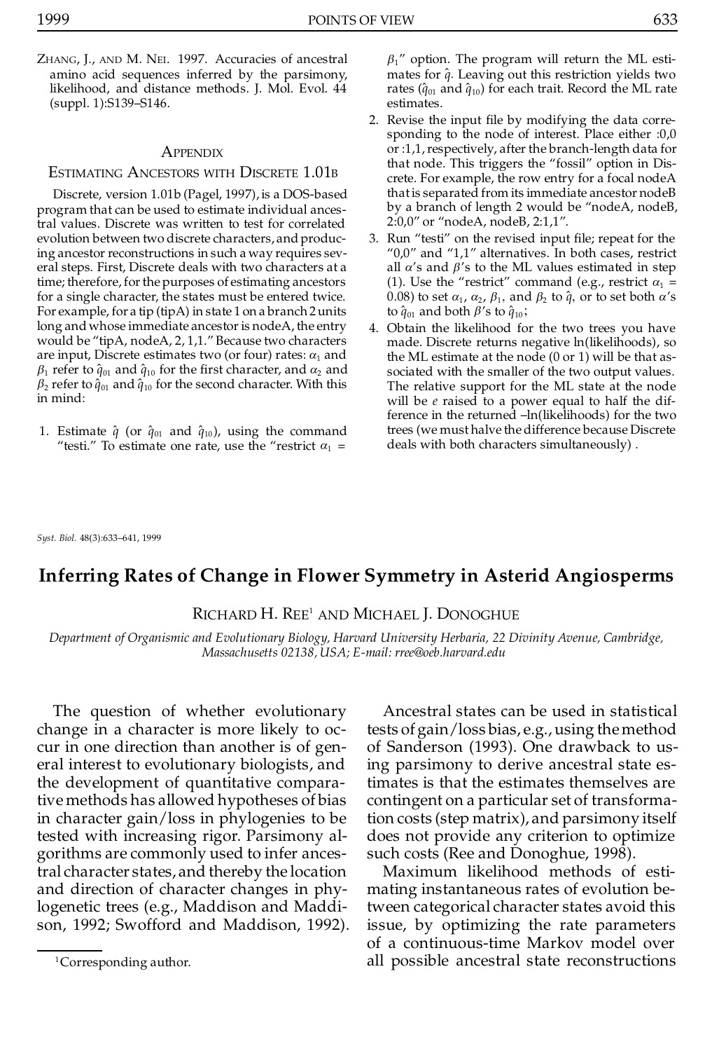ZHANG, J., AND M. NEI. 1997. Accuracies of ancestral amino acid sequences inferred by the parsimony, likelihood, and distance methods. J. Mol. Evol. 44 (suppl. 1):S139–S146.

## APPENDIX

### ESTIMATING ANCESTORS WITH DISCRETE 1.01B

Discrete, version 1.01b (Pagel, 1997), is a DOS-based program that can be used to estimate individual ancestral values. Discrete was written to test for correlated evolution between two discrete characters, and producing ancestor reconstructions in such a way requires several steps. First, Discrete deals with two characters at a time; therefore, for the purposes of estimating ancestors for a single character, the states must be entered twice. For example, for a tip (tipA) in state 1 on a branch 2 units long and whose immediate ancestor is nodeA, the entry would be "tipA, nodeA, 2, 1,1." Because two characters are input, Discrete estimates two (or four) rates: $\alpha_1$ and $\beta_1$ refer to $\hat{q}_{01}$ and $\hat{q}_{10}$ for the first character, and $\alpha_2$ and $\beta_2$ refer to $\hat{q}_{01}$ and $\hat{q}_{10}$ for the second character. With this in mind:

1. Estimate $\hat{q}$ (or $\hat{q}_{01}$ and $\hat{q}_{10}$), using the command "testi." To estimate one rate, use the "restrict $\alpha_1$ = $\beta_1$" option. The program will return the ML estimates for $\hat{q}$. Leaving out this restriction yields two rates ($\hat{q}_{01}$ and $\hat{q}_{10}$) for each trait. Record the ML rate estimates.
2. Revise the input file by modifying the data corresponding to the node of interest. Place either :0,0 or :1,1, respectively, after the branch-length data for that node. This triggers the "fossil" option in Discrete. For example, the row entry for a focal nodeA that is separated from its immediate ancestor nodeB by a branch of length 2 would be "nodeA, nodeB, 2:0,0" or "nodeA, nodeB, 2:1,1".
3. Run "testi" on the revised input file; repeat for the "0,0" and "1,1" alternatives. In both cases, restrict all $\alpha$'s and $\beta$'s to the ML values estimated in step (1). Use the "restrict" command (e.g., restrict $\alpha_1$ = 0.08) to set $\alpha_1$, $\alpha_2$, $\beta_1$, and $\beta_2$ to $\hat{q}$, or to set both $\alpha$'s to $\hat{q}_{01}$ and both $\beta$'s to $\hat{q}_{10}$;
4. Obtain the likelihood for the two trees you have made. Discrete returns negative ln(likelihoods), so the ML estimate at the node (0 or 1) will be that associated with the smaller of the two output values. The relative support for the ML state at the node will be $e$ raised to a power equal to half the difference in the returned –ln(likelihoods) for the two trees (we must halve the difference because Discrete deals with both characters simultaneously) .

*Syst. Biol.* 48(3):633–641, 1999

# Inferring Rates of Change in Flower Symmetry in Asterid Angiosperms

RICHARD H. REE[1] AND MICHAEL J. DONOGHUE

*Department of Organismic and Evolutionary Biology, Harvard University Herbaria, 22 Divinity Avenue, Cambridge, Massachusetts 02138, USA; E-mail: rree@oeb.harvard.edu*

The question of whether evolutionary change in a character is more likely to occur in one direction than another is of general interest to evolutionary biologists, and the development of quantitative comparative methods has allowed hypotheses of bias in character gain/loss in phylogenies to be tested with increasing rigor. Parsimony algorithms are commonly used to infer ancestral character states, and thereby the location and direction of character changes in phylogenetic trees (e.g., Maddison and Maddison, 1992; Swofford and Maddison, 1992). Ancestral states can be used in statistical tests of gain/loss bias, e.g., using the method of Sanderson (1993). One drawback to using parsimony to derive ancestral state estimates is that the estimates themselves are contingent on a particular set of transformation costs (step matrix), and parsimony itself does not provide any criterion to optimize such costs (Ree and Donoghue, 1998).

Maximum likelihood methods of estimating instantaneous rates of evolution between categorical character states avoid this issue, by optimizing the rate parameters of a continuous-time Markov model over all possible ancestral state reconstructions

[1]Corresponding author.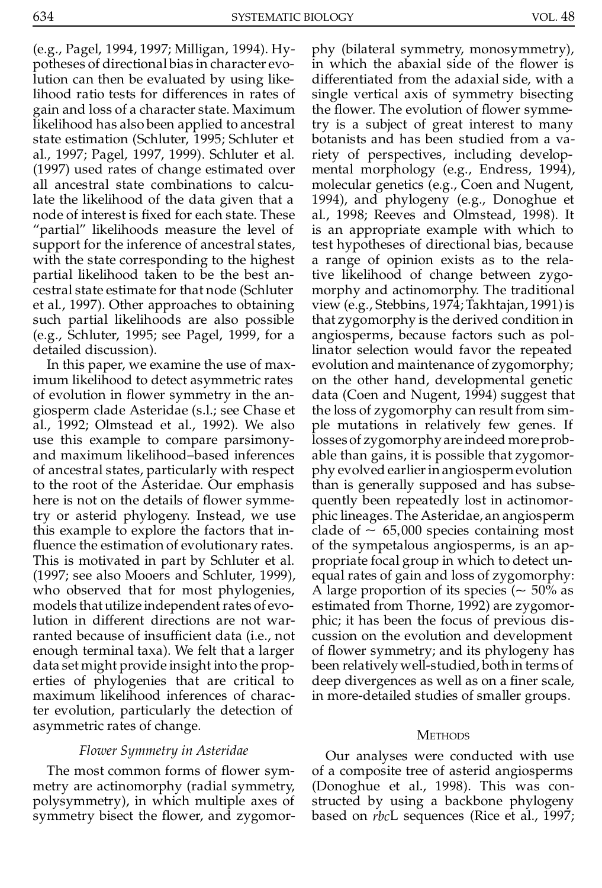(e.g., Pagel, 1994, 1997; Milligan, 1994). Hypotheses of directional bias in character evolution can then be evaluated by using likelihood ratio tests for differences in rates of gain and loss of a character state. Maximum likelihood has also been applied to ancestral state estimation (Schluter, 1995; Schluter et al., 1997; Pagel, 1997, 1999). Schluter et al. (1997) used rates of change estimated over all ancestral state combinations to calculate the likelihood of the data given that a node of interest is fixed for each state. These "partial" likelihoods measure the level of support for the inference of ancestral states, with the state corresponding to the highest partial likelihood taken to be the best ancestral state estimate for that node (Schluter et al., 1997). Other approaches to obtaining such partial likelihoods are also possible (e.g., Schluter, 1995; see Pagel, 1999, for a detailed discussion).

In this paper, we examine the use of maximum likelihood to detect asymmetric rates of evolution in flower symmetry in the angiosperm clade Asteridae (s.l.; see Chase et al., 1992; Olmstead et al., 1992). We also use this example to compare parsimony- and maximum likelihood–based inferences of ancestral states, particularly with respect to the root of the Asteridae. Our emphasis here is not on the details of flower symmetry or asterid phylogeny. Instead, we use this example to explore the factors that influence the estimation of evolutionary rates. This is motivated in part by Schluter et al. (1997; see also Mooers and Schluter, 1999), who observed that for most phylogenies, models that utilize independent rates of evolution in different directions are not warranted because of insufficient data (i.e., not enough terminal taxa). We felt that a larger data set might provide insight into the properties of phylogenies that are critical to maximum likelihood inferences of character evolution, particularly the detection of asymmetric rates of change.

### *Flower Symmetry in Asteridae*

The most common forms of flower symmetry are actinomorphy (radial symmetry, polysymmetry), in which multiple axes of symmetry bisect the flower, and zygomorphy (bilateral symmetry, monosymmetry), in which the abaxial side of the flower is differentiated from the adaxial side, with a single vertical axis of symmetry bisecting the flower. The evolution of flower symmetry is a subject of great interest to many botanists and has been studied from a variety of perspectives, including developmental morphology (e.g., Endress, 1994), molecular genetics (e.g., Coen and Nugent, 1994), and phylogeny (e.g., Donoghue et al., 1998; Reeves and Olmstead, 1998). It is an appropriate example with which to test hypotheses of directional bias, because a range of opinion exists as to the relative likelihood of change between zygomorphy and actinomorphy. The traditional view (e.g., Stebbins, 1974; Takhtajan, 1991) is that zygomorphy is the derived condition in angiosperms, because factors such as pollinator selection would favor the repeated evolution and maintenance of zygomorphy; on the other hand, developmental genetic data (Coen and Nugent, 1994) suggest that the loss of zygomorphy can result from simple mutations in relatively few genes. If losses of zygomorphy are indeed more probable than gains, it is possible that zygomorphy evolved earlier in angiosperm evolution than is generally supposed and has subsequently been repeatedly lost in actinomorphic lineages. The Asteridae, an angiosperm clade of ∼ 65,000 species containing most of the sympetalous angiosperms, is an appropriate focal group in which to detect unequal rates of gain and loss of zygomorphy: A large proportion of its species (∼ 50% as estimated from Thorne, 1992) are zygomorphic; it has been the focus of previous discussion on the evolution and development of flower symmetry; and its phylogeny has been relatively well-studied, both in terms of deep divergences as well as on a finer scale, in more-detailed studies of smaller groups.

## METHODS

Our analyses were conducted with use of a composite tree of asterid angiosperms (Donoghue et al., 1998). This was constructed by using a backbone phylogeny based on *rbc*L sequences (Rice et al., 1997;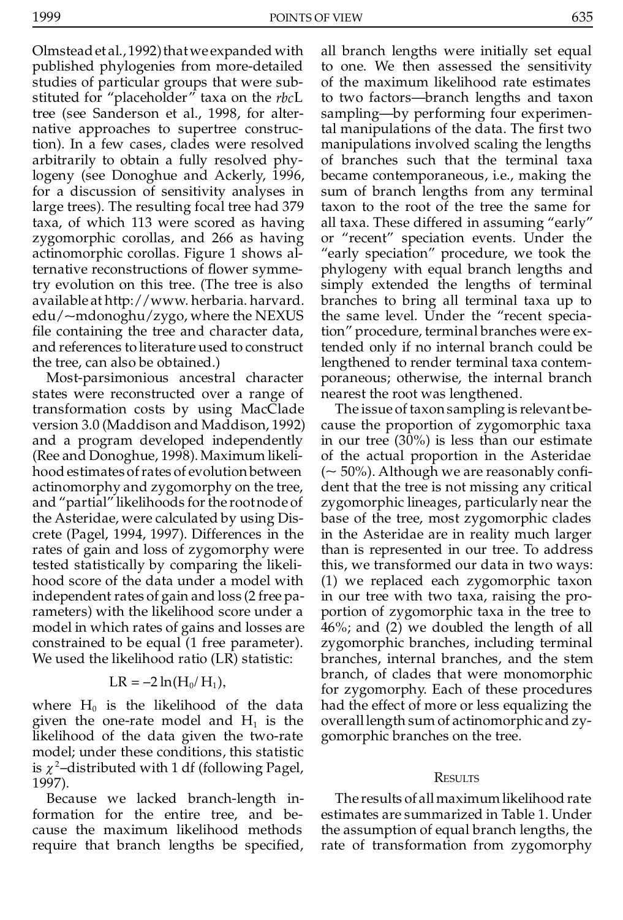Olmstead et al., 1992) that we expanded with published phylogenies from more-detailed studies of particular groups that were substituted for "placeholder" taxa on the *rbc*L tree (see Sanderson et al., 1998, for alternative approaches to supertree construction). In a few cases, clades were resolved arbitrarily to obtain a fully resolved phylogeny (see Donoghue and Ackerly, 1996, for a discussion of sensitivity analyses in large trees). The resulting focal tree had 379 taxa, of which 113 were scored as having zygomorphic corollas, and 266 as having actinomorphic corollas. Figure 1 shows alternative reconstructions of flower symmetry evolution on this tree. (The tree is also available at http://www.herbaria.harvard.edu/~mdonoghu/zygo, where the NEXUS file containing the tree and character data, and references to literature used to construct the tree, can also be obtained.)

Most-parsimonious ancestral character states were reconstructed over a range of transformation costs by using MacClade version 3.0 (Maddison and Maddison, 1992) and a program developed independently (Ree and Donoghue, 1998). Maximum likelihood estimates of rates of evolution between actinomorphy and zygomorphy on the tree, and "partial" likelihoods for the root node of the Asteridae, were calculated by using Discrete (Pagel, 1994, 1997). Differences in the rates of gain and loss of zygomorphy were tested statistically by comparing the likelihood score of the data under a model with independent rates of gain and loss (2 free parameters) with the likelihood score under a model in which rates of gains and losses are constrained to be equal (1 free parameter). We used the likelihood ratio (LR) statistic:

$$\mathrm{LR} = -2\ln(H_0/H_1),$$

where $H_0$ is the likelihood of the data given the one-rate model and $H_1$ is the likelihood of the data given the two-rate model; under these conditions, this statistic is $\chi^2$–distributed with 1 df (following Pagel, 1997).

Because we lacked branch-length information for the entire tree, and because the maximum likelihood methods require that branch lengths be specified, all branch lengths were initially set equal to one. We then assessed the sensitivity of the maximum likelihood rate estimates to two factors—branch lengths and taxon sampling—by performing four experimental manipulations of the data. The first two manipulations involved scaling the lengths of branches such that the terminal taxa became contemporaneous, i.e., making the sum of branch lengths from any terminal taxon to the root of the tree the same for all taxa. These differed in assuming "early" or "recent" speciation events. Under the "early speciation" procedure, we took the phylogeny with equal branch lengths and simply extended the lengths of terminal branches to bring all terminal taxa up to the same level. Under the "recent speciation" procedure, terminal branches were extended only if no internal branch could be lengthened to render terminal taxa contemporaneous; otherwise, the internal branch nearest the root was lengthened.

The issue of taxon sampling is relevant because the proportion of zygomorphic taxa in our tree (30%) is less than our estimate of the actual proportion in the Asteridae (~ 50%). Although we are reasonably confident that the tree is not missing any critical zygomorphic lineages, particularly near the base of the tree, most zygomorphic clades in the Asteridae are in reality much larger than is represented in our tree. To address this, we transformed our data in two ways: (1) we replaced each zygomorphic taxon in our tree with two taxa, raising the proportion of zygomorphic taxa in the tree to 46%; and (2) we doubled the length of all zygomorphic branches, including terminal branches, internal branches, and the stem branch, of clades that were monomorphic for zygomorphy. Each of these procedures had the effect of more or less equalizing the overall length sum of actinomorphic and zygomorphic branches on the tree.

## Results

The results of all maximum likelihood rate estimates are summarized in Table 1. Under the assumption of equal branch lengths, the rate of transformation from zygomorphy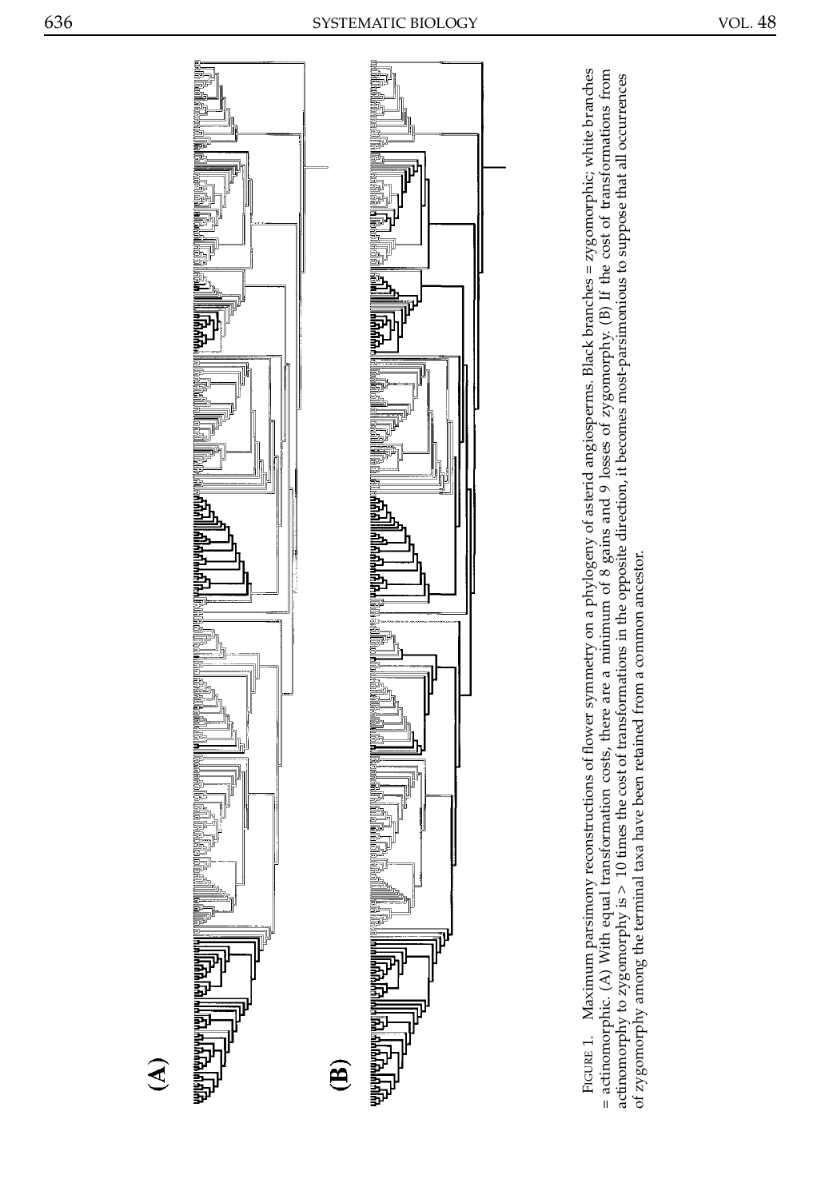(A)

(B)

FIGURE 1. Maximum parsimony reconstructions of flower symmetry on a phylogeny of asterid angiosperms. Black branches = zygomorphic; white branches = actinomorphic. (A) With equal transformation costs, there are a minimum of 8 gains and 9 losses of zygomorphy. (B) If the cost of transformations from actinomorphy to zygomorphy is > 10 times the cost of transformations in the opposite direction, it becomes most-parsimonious to suppose that all occurrences of zygomorphy among the terminal taxa have been retained from a common ancestor.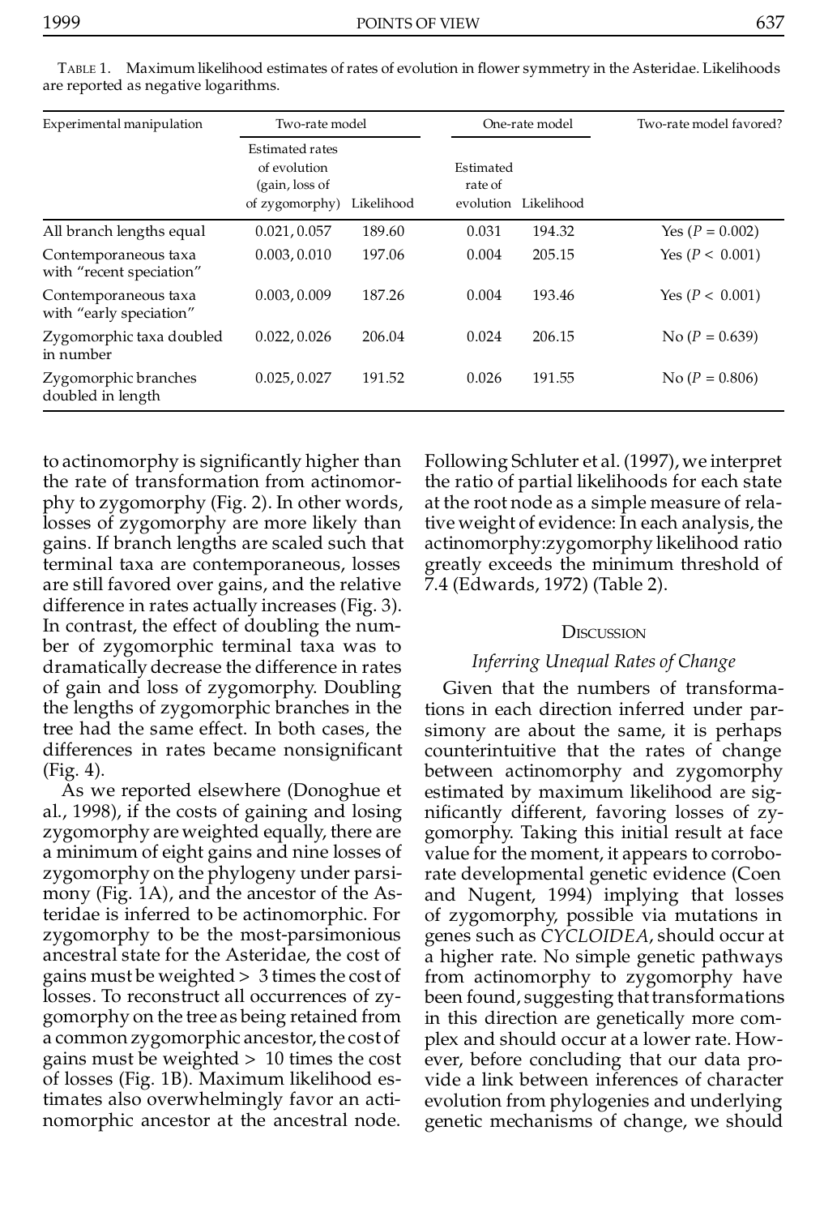TABLE 1. Maximum likelihood estimates of rates of evolution in flower symmetry in the Asteridae. Likelihoods are reported as negative logarithms.

| Experimental manipulation | Two-rate model | | One-rate model | | Two-rate model favored? |
|---|---|---|---|---|---|
| | Estimated rates of evolution (gain, loss of of zygomorphy) | Likelihood | Estimated rate of evolution | Likelihood | |
| All branch lengths equal | 0.021, 0.057 | 189.60 | 0.031 | 194.32 | Yes ($P = 0.002$) |
| Contemporaneous taxa with "recent speciation" | 0.003, 0.010 | 197.06 | 0.004 | 205.15 | Yes ($P < 0.001$) |
| Contemporaneous taxa with "early speciation" | 0.003, 0.009 | 187.26 | 0.004 | 193.46 | Yes ($P < 0.001$) |
| Zygomorphic taxa doubled in number | 0.022, 0.026 | 206.04 | 0.024 | 206.15 | No ($P = 0.639$) |
| Zygomorphic branches doubled in length | 0.025, 0.027 | 191.52 | 0.026 | 191.55 | No ($P = 0.806$) |

to actinomorphy is significantly higher than the rate of transformation from actinomorphy to zygomorphy (Fig. 2). In other words, losses of zygomorphy are more likely than gains. If branch lengths are scaled such that terminal taxa are contemporaneous, losses are still favored over gains, and the relative difference in rates actually increases (Fig. 3). In contrast, the effect of doubling the number of zygomorphic terminal taxa was to dramatically decrease the difference in rates of gain and loss of zygomorphy. Doubling the lengths of zygomorphic branches in the tree had the same effect. In both cases, the differences in rates became nonsignificant (Fig. 4).

As we reported elsewhere (Donoghue et al., 1998), if the costs of gaining and losing zygomorphy are weighted equally, there are a minimum of eight gains and nine losses of zygomorphy on the phylogeny under parsimony (Fig. 1A), and the ancestor of the Asteridae is inferred to be actinomorphic. For zygomorphy to be the most-parsimonious ancestral state for the Asteridae, the cost of gains must be weighted > 3 times the cost of losses. To reconstruct all occurrences of zygomorphy on the tree as being retained from a common zygomorphic ancestor, the cost of gains must be weighted > 10 times the cost of losses (Fig. 1B). Maximum likelihood estimates also overwhelmingly favor an actinomorphic ancestor at the ancestral node. Following Schluter et al. (1997), we interpret the ratio of partial likelihoods for each state at the root node as a simple measure of relative weight of evidence: In each analysis, the actinomorphy:zygomorphy likelihood ratio greatly exceeds the minimum threshold of 7.4 (Edwards, 1972) (Table 2).

## DISCUSSION

### *Inferring Unequal Rates of Change*

Given that the numbers of transformations in each direction inferred under parsimony are about the same, it is perhaps counterintuitive that the rates of change between actinomorphy and zygomorphy estimated by maximum likelihood are significantly different, favoring losses of zygomorphy. Taking this initial result at face value for the moment, it appears to corroborate developmental genetic evidence (Coen and Nugent, 1994) implying that losses of zygomorphy, possible via mutations in genes such as *CYCLOIDEA*, should occur at a higher rate. No simple genetic pathways from actinomorphy to zygomorphy have been found, suggesting that transformations in this direction are genetically more complex and should occur at a lower rate. However, before concluding that our data provide a link between inferences of character evolution from phylogenies and underlying genetic mechanisms of change, we should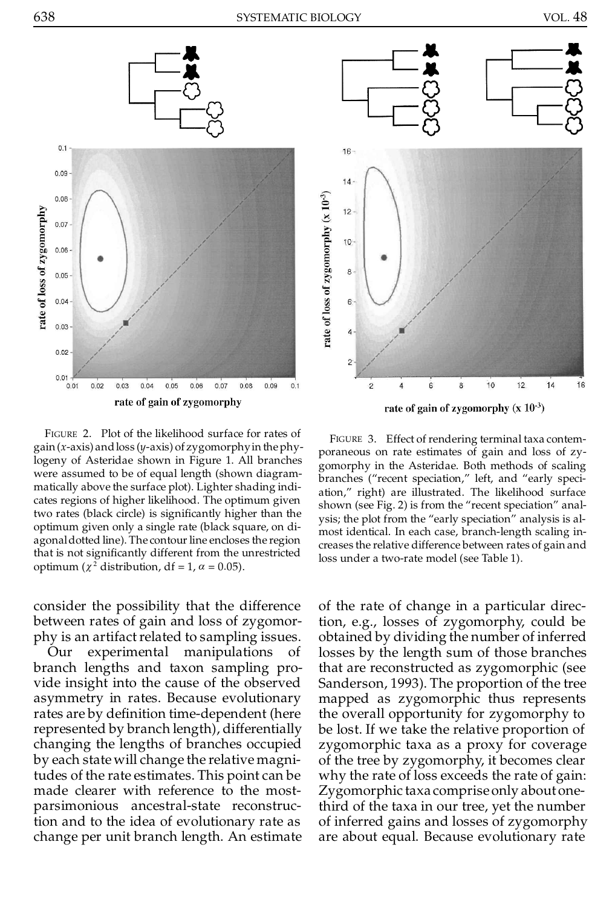rate of loss of zygomorphy

0.1
0.09
0.08
0.07
0.06
0.05
0.04
0.03
0.02
0.01

0.01 0.02 0.03 0.04 0.05 0.06 0.07 0.08 0.09 0.1

rate of gain of zygomorphy

FIGURE 2. Plot of the likelihood surface for rates of gain ($x$-axis) and loss ($y$-axis) of zygomorphy in the phylogeny of Asteridae shown in Figure 1. All branches were assumed to be of equal length (shown diagrammatically above the surface plot). Lighter shading indicates regions of higher likelihood. The optimum given two rates (black circle) is significantly higher than the optimum given only a single rate (black square, on diagonal dotted line). The contour line encloses the region that is not significantly different from the unrestricted optimum ($\chi^2$ distribution, df = 1, $\alpha = 0.05$).

rate of loss of zygomorphy (x $10^{-3}$)

16
14
12
10
8
6
4
2

2 4 6 8 10 12 14 16

rate of gain of zygomorphy (x $10^{-3}$)

FIGURE 3. Effect of rendering terminal taxa contemporaneous on rate estimates of gain and loss of zygomorphy in the Asteridae. Both methods of scaling branches ("recent speciation," left, and "early speciation," right) are illustrated. The likelihood surface shown (see Fig. 2) is from the "recent speciation" analysis; the plot from the "early speciation" analysis is almost identical. In each case, branch-length scaling increases the relative difference between rates of gain and loss under a two-rate model (see Table 1).

consider the possibility that the difference between rates of gain and loss of zygomorphy is an artifact related to sampling issues.

Our experimental manipulations of branch lengths and taxon sampling provide insight into the cause of the observed asymmetry in rates. Because evolutionary rates are by definition time-dependent (here represented by branch length), differentially changing the lengths of branches occupied by each state will change the relative magnitudes of the rate estimates. This point can be made clearer with reference to the most-parsimonious ancestral-state reconstruction and to the idea of evolutionary rate as change per unit branch length. An estimate of the rate of change in a particular direction, e.g., losses of zygomorphy, could be obtained by dividing the number of inferred losses by the length sum of those branches that are reconstructed as zygomorphic (see Sanderson, 1993). The proportion of the tree mapped as zygomorphic thus represents the overall opportunity for zygomorphy to be lost. If we take the relative proportion of zygomorphic taxa as a proxy for coverage of the tree by zygomorphy, it becomes clear why the rate of loss exceeds the rate of gain: Zygomorphic taxa comprise only about one-third of the taxa in our tree, yet the number of inferred gains and losses of zygomorphy are about equal. Because evolutionary rate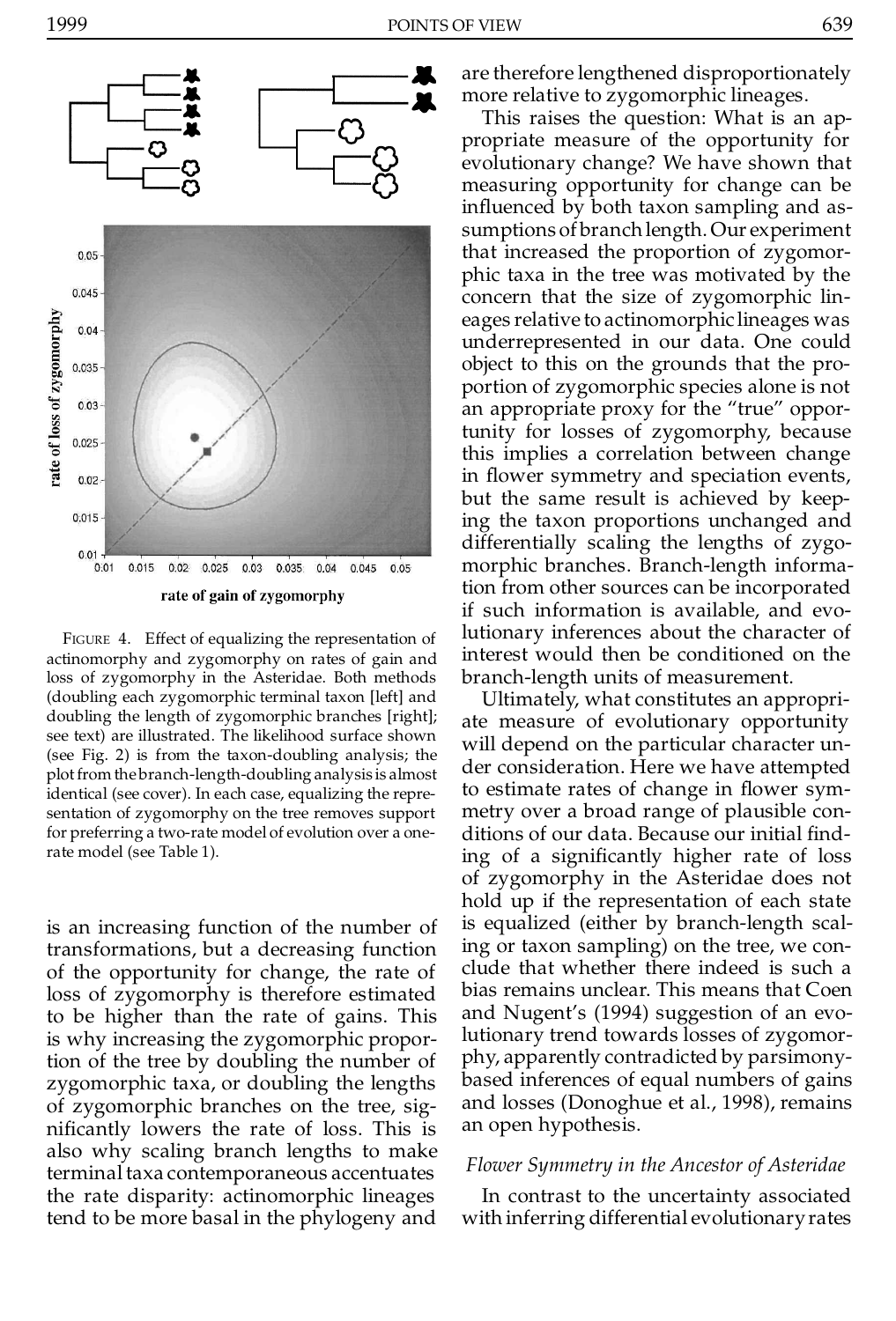0.05
0.045
0.04
0.035
0.03
0.025
0.02
0.015
0.01

0.01 0.015 0.02 0.025 0.03 0.035 0.04 0.045 0.05

rate of loss of zygomorphy

rate of gain of zygomorphy

FIGURE 4. Effect of equalizing the representation of actinomorphy and zygomorphy on rates of gain and loss of zygomorphy in the Asteridae. Both methods (doubling each zygomorphic terminal taxon [left] and doubling the length of zygomorphic branches [right]; see text) are illustrated. The likelihood surface shown (see Fig. 2) is from the taxon-doubling analysis; the plot from the branch-length-doubling analysis is almost identical (see cover). In each case, equalizing the representation of zygomorphy on the tree removes support for preferring a two-rate model of evolution over a one-rate model (see Table 1).

is an increasing function of the number of transformations, but a decreasing function of the opportunity for change, the rate of loss of zygomorphy is therefore estimated to be higher than the rate of gains. This is why increasing the zygomorphic proportion of the tree by doubling the number of zygomorphic taxa, or doubling the lengths of zygomorphic branches on the tree, significantly lowers the rate of loss. This is also why scaling branch lengths to make terminal taxa contemporaneous accentuates the rate disparity: actinomorphic lineages tend to be more basal in the phylogeny and are therefore lengthened disproportionately more relative to zygomorphic lineages.

This raises the question: What is an appropriate measure of the opportunity for evolutionary change? We have shown that measuring opportunity for change can be influenced by both taxon sampling and assumptions of branch length. Our experiment that increased the proportion of zygomorphic taxa in the tree was motivated by the concern that the size of zygomorphic lineages relative to actinomorphic lineages was underrepresented in our data. One could object to this on the grounds that the proportion of zygomorphic species alone is not an appropriate proxy for the "true" opportunity for losses of zygomorphy, because this implies a correlation between change in flower symmetry and speciation events, but the same result is achieved by keeping the taxon proportions unchanged and differentially scaling the lengths of zygomorphic branches. Branch-length information from other sources can be incorporated if such information is available, and evolutionary inferences about the character of interest would then be conditioned on the branch-length units of measurement.

Ultimately, what constitutes an appropriate measure of evolutionary opportunity will depend on the particular character under consideration. Here we have attempted to estimate rates of change in flower symmetry over a broad range of plausible conditions of our data. Because our initial finding of a significantly higher rate of loss of zygomorphy in the Asteridae does not hold up if the representation of each state is equalized (either by branch-length scaling or taxon sampling) on the tree, we conclude that whether there indeed is such a bias remains unclear. This means that Coen and Nugent's (1994) suggestion of an evolutionary trend towards losses of zygomorphy, apparently contradicted by parsimony-based inferences of equal numbers of gains and losses (Donoghue et al., 1998), remains an open hypothesis.

### *Flower Symmetry in the Ancestor of Asteridae*

In contrast to the uncertainty associated with inferring differential evolutionary rates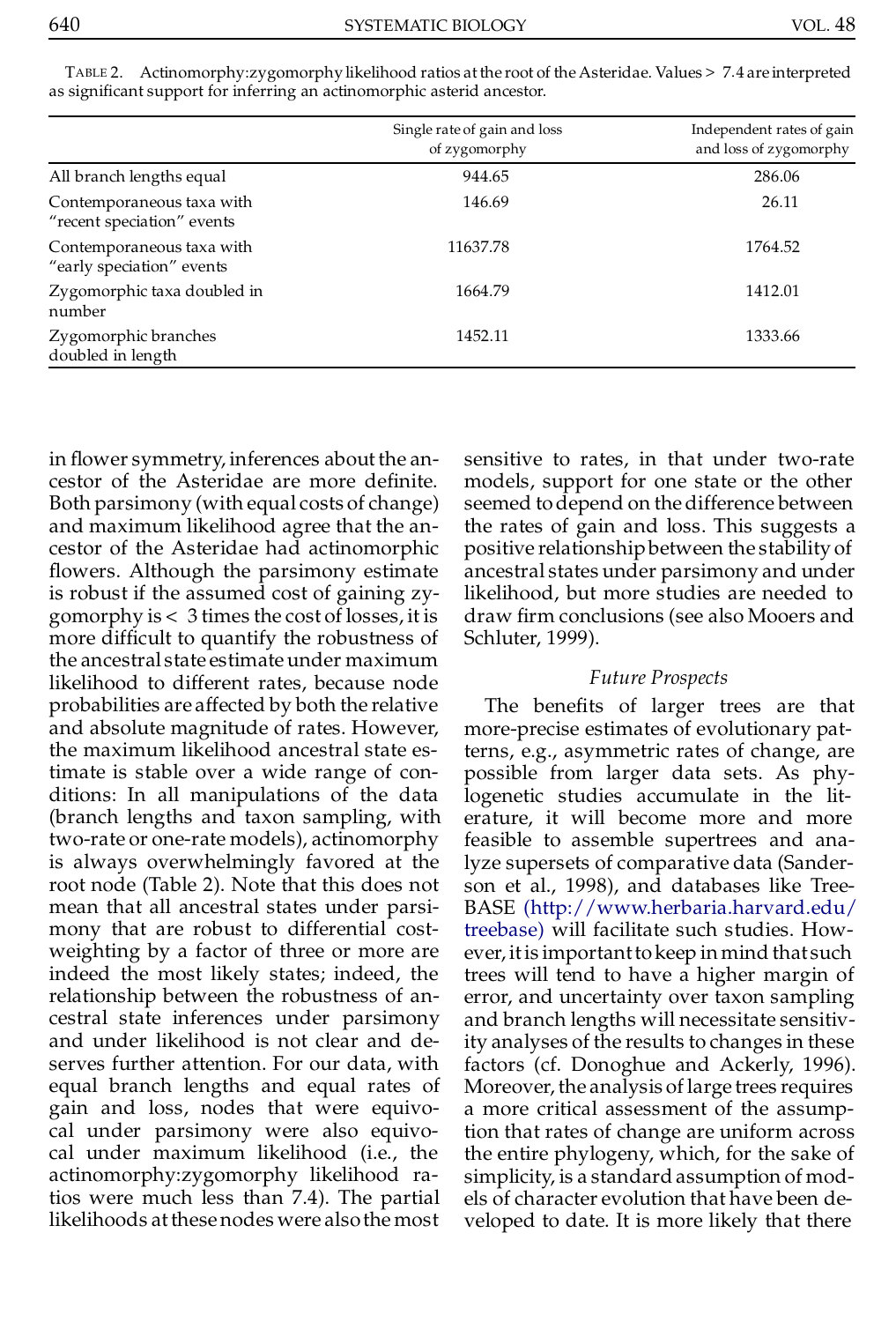TABLE 2. Actinomorphy:zygomorphy likelihood ratios at the root of the Asteridae. Values > 7.4 are interpreted as significant support for inferring an actinomorphic asterid ancestor.

| | Single rate of gain and loss of zygomorphy | Independent rates of gain and loss of zygomorphy |
|---|---|---|
| All branch lengths equal | 944.65 | 286.06 |
| Contemporaneous taxa with "recent speciation" events | 146.69 | 26.11 |
| Contemporaneous taxa with "early speciation" events | 11637.78 | 1764.52 |
| Zygomorphic taxa doubled in number | 1664.79 | 1412.01 |
| Zygomorphic branches doubled in length | 1452.11 | 1333.66 |

in flower symmetry, inferences about the ancestor of the Asteridae are more definite. Both parsimony (with equal costs of change) and maximum likelihood agree that the ancestor of the Asteridae had actinomorphic flowers. Although the parsimony estimate is robust if the assumed cost of gaining zygomorphy is < 3 times the cost of losses, it is more difficult to quantify the robustness of the ancestral state estimate under maximum likelihood to different rates, because node probabilities are affected by both the relative and absolute magnitude of rates. However, the maximum likelihood ancestral state estimate is stable over a wide range of conditions: In all manipulations of the data (branch lengths and taxon sampling, with two-rate or one-rate models), actinomorphy is always overwhelmingly favored at the root node (Table 2). Note that this does not mean that all ancestral states under parsimony that are robust to differential cost-weighting by a factor of three or more are indeed the most likely states; indeed, the relationship between the robustness of ancestral state inferences under parsimony and under likelihood is not clear and deserves further attention. For our data, with equal branch lengths and equal rates of gain and loss, nodes that were equivocal under parsimony were also equivocal under maximum likelihood (i.e., the actinomorphy:zygomorphy likelihood ratios were much less than 7.4). The partial likelihoods at these nodes were also the most sensitive to rates, in that under two-rate models, support for one state or the other seemed to depend on the difference between the rates of gain and loss. This suggests a positive relationship between the stability of ancestral states under parsimony and under likelihood, but more studies are needed to draw firm conclusions (see also Mooers and Schluter, 1999).

### *Future Prospects*

The benefits of larger trees are that more-precise estimates of evolutionary patterns, e.g., asymmetric rates of change, are possible from larger data sets. As phylogenetic studies accumulate in the literature, it will become more and more feasible to assemble supertrees and analyze supersets of comparative data (Sanderson et al., 1998), and databases like TreeBASE (http://www.herbaria.harvard.edu/treebase) will facilitate such studies. However, it is important to keep in mind that such trees will tend to have a higher margin of error, and uncertainty over taxon sampling and branch lengths will necessitate sensitivity analyses of the results to changes in these factors (cf. Donoghue and Ackerly, 1996). Moreover, the analysis of large trees requires a more critical assessment of the assumption that rates of change are uniform across the entire phylogeny, which, for the sake of simplicity, is a standard assumption of models of character evolution that have been developed to date. It is more likely that there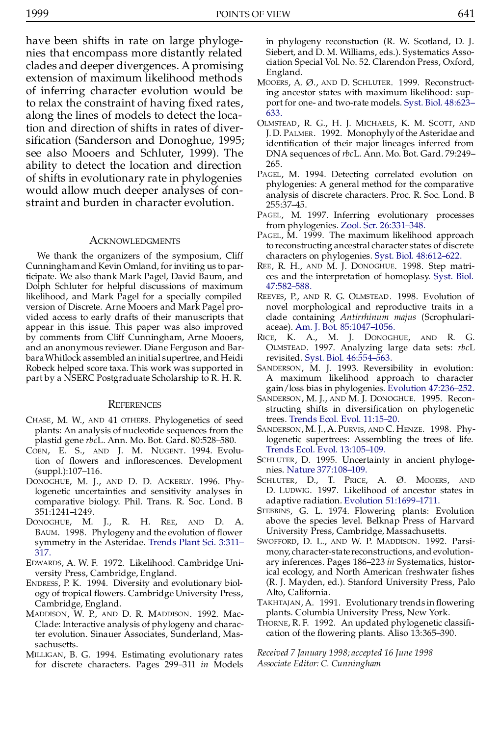have been shifts in rate on large phylogenies that encompass more distantly related clades and deeper divergences. A promising extension of maximum likelihood methods of inferring character evolution would be to relax the constraint of having fixed rates, along the lines of models to detect the location and direction of shifts in rates of diversification (Sanderson and Donoghue, 1995; see also Mooers and Schluter, 1999). The ability to detect the location and direction of shifts in evolutionary rate in phylogenies would allow much deeper analyses of constraint and burden in character evolution.

## Acknowledgments

We thank the organizers of the symposium, Cliff Cunningham and Kevin Omland, for inviting us to participate. We also thank Mark Pagel, David Baum, and Dolph Schluter for helpful discussions of maximum likelihood, and Mark Pagel for a specially compiled version of Discrete. Arne Mooers and Mark Pagel provided access to early drafts of their manuscripts that appear in this issue. This paper was also improved by comments from Cliff Cunningham, Arne Mooers, and an anonymous reviewer. Diane Ferguson and Barbara Whitlock assembled an initial supertree, and Heidi Robeck helped score taxa. This work was supported in part by a NSERC Postgraduate Scholarship to R. H. R.

## References

Chase, M. W., and 41 others. Phylogenetics of seed plants: An analysis of nucleotide sequences from the plastid gene *rbc*L. Ann. Mo. Bot. Gard. 80:528–580.

Coen, E. S., and J. M. Nugent. 1994. Evolution of flowers and inflorescences. Development (suppl.):107–116.

Donoghue, M. J., and D. D. Ackerly. 1996. Phylogenetic uncertainties and sensitivity analyses in comparative biology. Phil. Trans. R. Soc. Lond. B 351:1241–1249.

Donoghue, M. J., R. H. Ree, and D. A. Baum. 1998. Phylogeny and the evolution of flower symmetry in the Asteridae. Trends Plant Sci. 3:311–317.

Edwards, A. W. F. 1972. Likelihood. Cambridge University Press, Cambridge, England.

Endress, P. K. 1994. Diversity and evolutionary biology of tropical flowers. Cambridge University Press, Cambridge, England.

Maddison, W. P., and D. R. Maddison. 1992. MacClade: Interactive analysis of phylogeny and character evolution. Sinauer Associates, Sunderland, Massachusetts.

Milligan, B. G. 1994. Estimating evolutionary rates for discrete characters. Pages 299–311 *in* Models in phylogeny reconstuction (R. W. Scotland, D. J. Siebert, and D. M. Williams, eds.). Systematics Association Special Vol. No. 52. Clarendon Press, Oxford, England.

Mooers, A. Ø., and D. Schluter. 1999. Reconstructing ancestor states with maximum likelihood: support for one- and two-rate models. Syst. Biol. 48:623–633.

Olmstead, R. G., H. J. Michaels, K. M. Scott, and J. D. Palmer. 1992. Monophyly of the Asteridae and identification of their major lineages inferred from DNA sequences of *rbc*L. Ann. Mo. Bot. Gard. 79:249–265.

Pagel, M. 1994. Detecting correlated evolution on phylogenies: A general method for the comparative analysis of discrete characters. Proc. R. Soc. Lond. B 255:37–45.

Pagel, M. 1997. Inferring evolutionary processes from phylogenies. Zool. Scr. 26:331–348.

Pagel, M. 1999. The maximum likelihood approach to reconstructing ancestral character states of discrete characters on phylogenies. Syst. Biol. 48:612–622.

Ree, R. H., and M. J. Donoghue. 1998. Step matrices and the interpretation of homoplasy. Syst. Biol. 47:582–588.

Reeves, P., and R. G. Olmstead. 1998. Evolution of novel morphological and reproductive traits in a clade containing *Antirrhinum majus* (Scrophulariaceae). Am. J. Bot. 85:1047–1056.

Rice, K. A., M. J. Donoghue, and R. G. Olmstead. 1997. Analyzing large data sets: *rbc*L revisited. Syst. Biol. 46:554–563.

Sanderson, M. J. 1993. Reversibility in evolution: A maximum likelihood approach to character gain/loss bias in phylogenies. Evolution 47:236–252.

Sanderson, M. J., and M. J. Donoghue. 1995. Reconstructing shifts in diversification on phylogenetic trees. Trends Ecol. Evol. 11:15–20.

Sanderson, M. J., A. Purvis, and C. Henze. 1998. Phylogenetic supertrees: Assembling the trees of life. Trends Ecol. Evol. 13:105–109.

Schluter, D. 1995. Uncertainty in ancient phylogenies. Nature 377:108–109.

Schluter, D., T. Price, A. Ø. Mooers, and D. Ludwig. 1997. Likelihood of ancestor states in adaptive radiation. Evolution 51:1699–1711.

Stebbins, G. L. 1974. Flowering plants: Evolution above the species level. Belknap Press of Harvard University Press, Cambridge, Massachusetts.

Swofford, D. L., and W. P. Maddison. 1992. Parsimony, character-state reconstructions, and evolutionary inferences. Pages 186–223 *in* Systematics, historical ecology, and North American freshwater fishes (R. J. Mayden, ed.). Stanford University Press, Palo Alto, California.

Takhtajan, A. 1991. Evolutionary trends in flowering plants. Columbia University Press, New York.

Thorne, R. F. 1992. An updated phylogenetic classification of the flowering plants. Aliso 13:365–390.

*Received 7 January 1998; accepted 16 June 1998*
*Associate Editor: C. Cunningham*